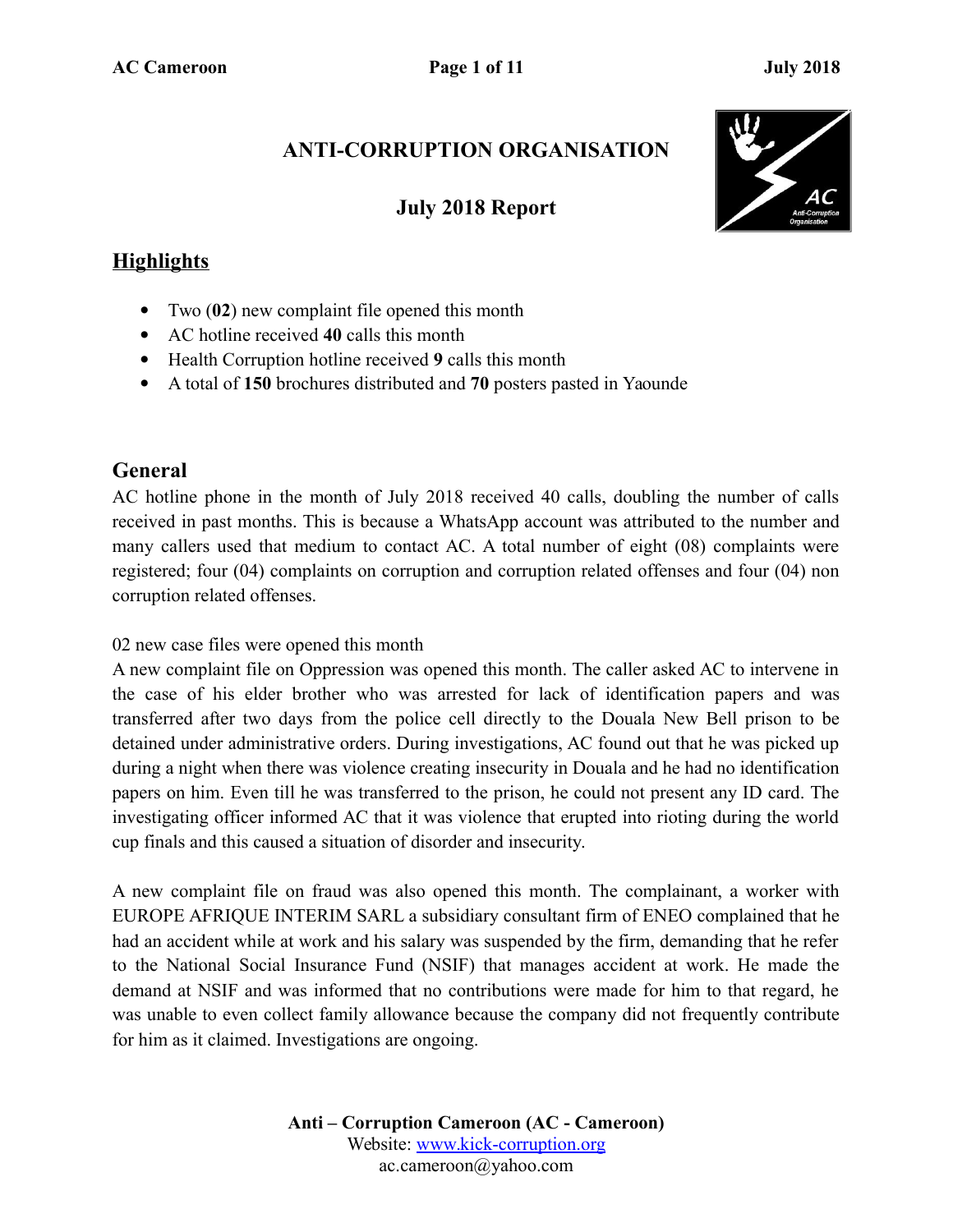# ANTI-CORRUPTION ORGANISATION

## July 2018 Report

## Highlights

- Two (**02**) new complaint file opened this month
- AC hotline received **40** calls this month
- Health Corruption hotline received **9** calls this month
- A total of **150** brochures distributed and **70** posters pasted in Yaounde

## General

AC hotline phone in the month of July 2018 received 40 calls, doubling the number of calls received in past months. This is because a WhatsApp account was attributed to the number and many callers used that medium to contact AC. A total number of eight (08) complaints were registered; four (04) complaints on corruption and corruption related offenses and four (04) non corruption related offenses.

02 new case files were opened this month

A new complaint file on Oppression was opened this month. The caller asked AC to intervene in the case of his elder brother who was arrested for lack of identification papers and was transferred after two days from the police cell directly to the Douala New Bell prison to be detained under administrative orders. During investigations, AC found out that he was picked up during a night when there was violence creating insecurity in Douala and he had no identification papers on him. Even till he was transferred to the prison, he could not present any ID card. The investigating officer informed AC that it was violence that erupted into rioting during the world cup finals and this caused a situation of disorder and insecurity.

A new complaint file on fraud was also opened this month. The complainant, a worker with EUROPE AFRIQUE INTERIM SARL a subsidiary consultant firm of ENEO complained that he had an accident while at work and his salary was suspended by the firm, demanding that he refer to the National Social Insurance Fund (NSIF) that manages accident at work. He made the demand at NSIF and was informed that no contributions were made for him to that regard, he was unable to even collect family allowance because the company did not frequently contribute for him as it claimed. Investigations are ongoing.

**Anti – Corruption Cameroon (AC - Cameroon)**
Website: www.kick-corruption.org
ac.cameroon@yahoo.com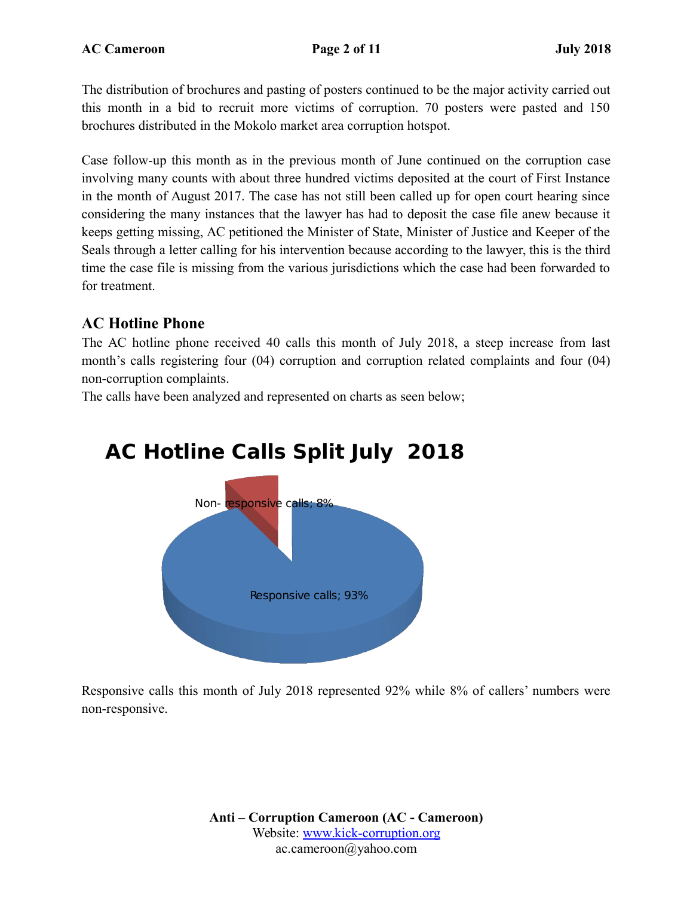The distribution of brochures and pasting of posters continued to be the major activity carried out this month in a bid to recruit more victims of corruption. 70 posters were pasted and 150 brochures distributed in the Mokolo market area corruption hotspot.

Case follow-up this month as in the previous month of June continued on the corruption case involving many counts with about three hundred victims deposited at the court of First Instance in the month of August 2017. The case has not still been called up for open court hearing since considering the many instances that the lawyer has had to deposit the case file anew because it keeps getting missing, AC petitioned the Minister of State, Minister of Justice and Keeper of the Seals through a letter calling for his intervention because according to the lawyer, this is the third time the case file is missing from the various jurisdictions which the case had been forwarded to for treatment.

## AC Hotline Phone

The AC hotline phone received 40 calls this month of July 2018, a steep increase from last month's calls registering four (04) corruption and corruption related complaints and four (04) non-corruption complaints.

The calls have been analyzed and represented on charts as seen below;

**AC Hotline Calls Split July 2018**

Non- responsive calls; 8%

Responsive calls; 93%

Responsive calls this month of July 2018 represented 92% while 8% of callers' numbers were non-responsive.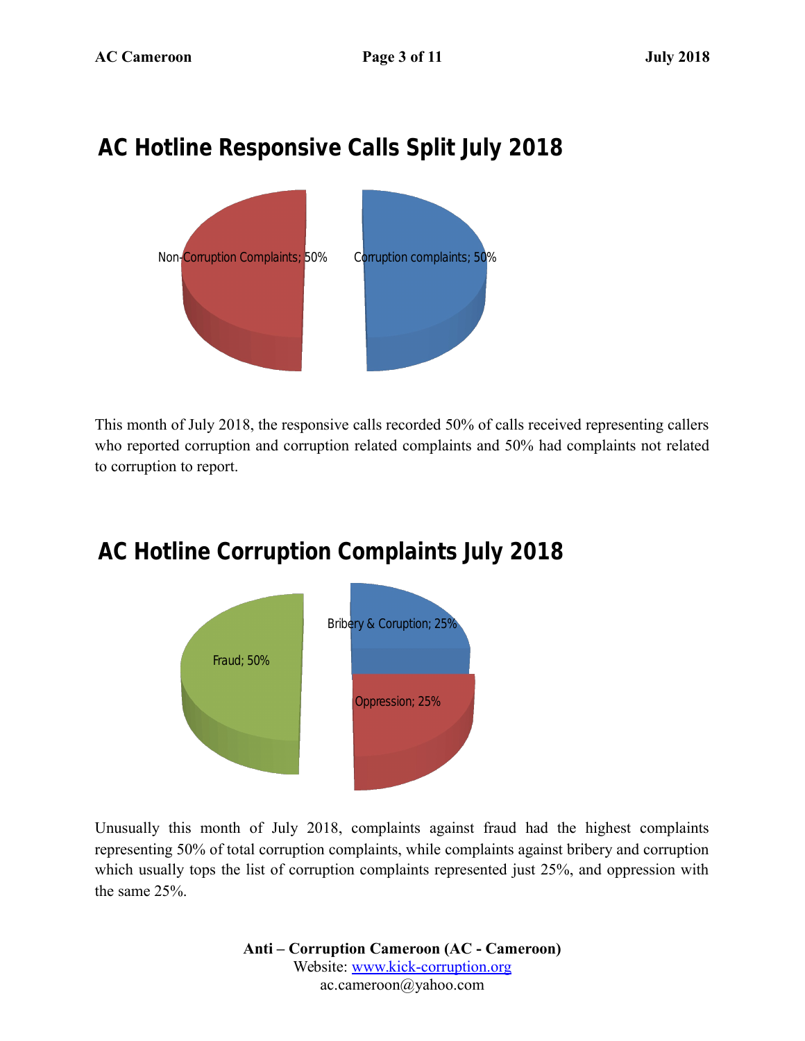## AC Hotline Responsive Calls Split July 2018

Non-Corruption Complaints; 50%

Corruption complaints; 50%

This month of July 2018, the responsive calls recorded 50% of calls received representing callers who reported corruption and corruption related complaints and 50% had complaints not related to corruption to report.

## AC Hotline Corruption Complaints July 2018

Bribery & Coruption; 25%

Fraud; 50%

Oppression; 25%

Unusually this month of July 2018, complaints against fraud had the highest complaints representing 50% of total corruption complaints, while complaints against bribery and corruption which usually tops the list of corruption complaints represented just 25%, and oppression with the same 25%.

**Anti – Corruption Cameroon (AC - Cameroon)**
Website: [www.kick-corruption.org](http://www.kick-corruption.org)
ac.cameroon@yahoo.com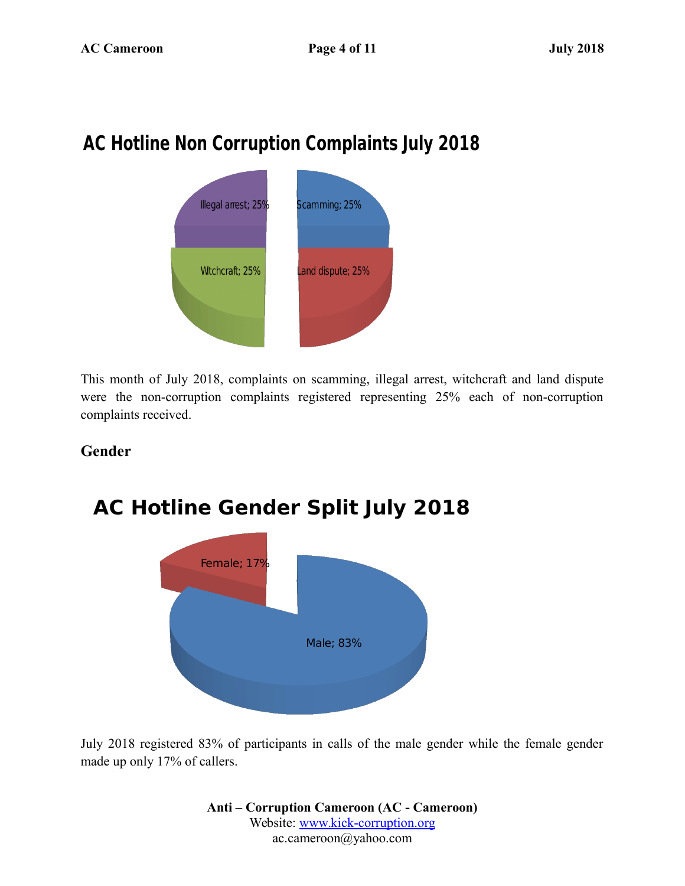## AC Hotline Non Corruption Complaints July 2018

Illegal arrest; 25%

Scamming; 25%

Witchcraft; 25%

Land dispute; 25%

This month of July 2018, complaints on scamming, illegal arrest, witchcraft and land dispute were the non-corruption complaints registered representing 25% each of non-corruption complaints received.

### Gender

## AC Hotline Gender Split July 2018

Female; 17%

Male; 83%

July 2018 registered 83% of participants in calls of the male gender while the female gender made up only 17% of callers.

**Anti – Corruption Cameroon (AC - Cameroon)**
Website: www.kick-corruption.org
ac.cameroon@yahoo.com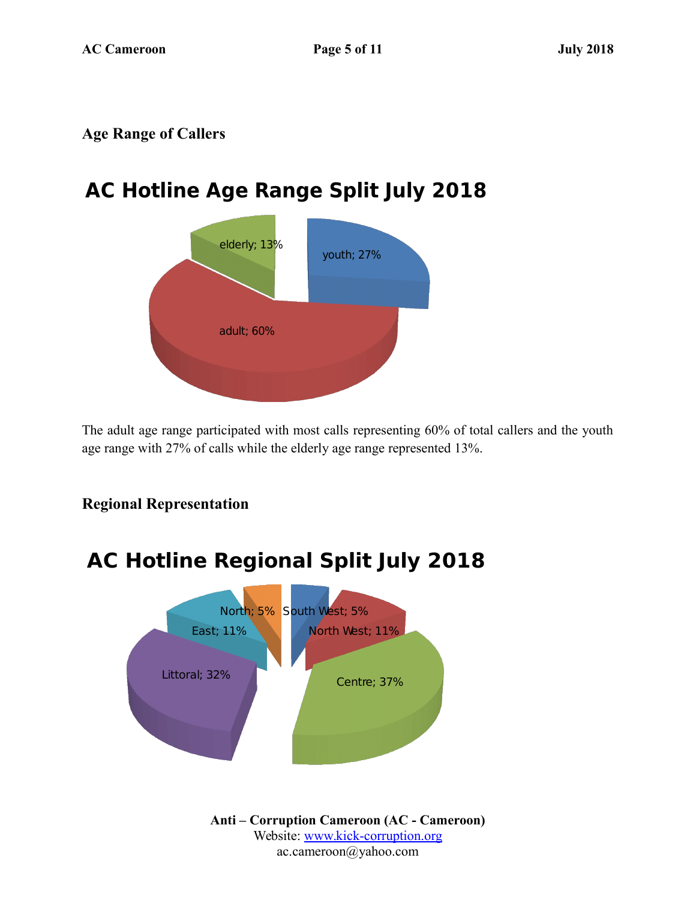### Age Range of Callers

**AC Hotline Age Range Split July 2018**

elderly; 13%

youth; 27%

adult; 60%

The adult age range participated with most calls representing 60% of total callers and the youth age range with 27% of calls while the elderly age range represented 13%.

### Regional Representation

**AC Hotline Regional Split July 2018**

North; 5%

South West; 5%

East; 11%

North West; 11%

Littoral; 32%

Centre; 37%

**Anti – Corruption Cameroon (AC - Cameroon)**
Website: www.kick-corruption.org
ac.cameroon@yahoo.com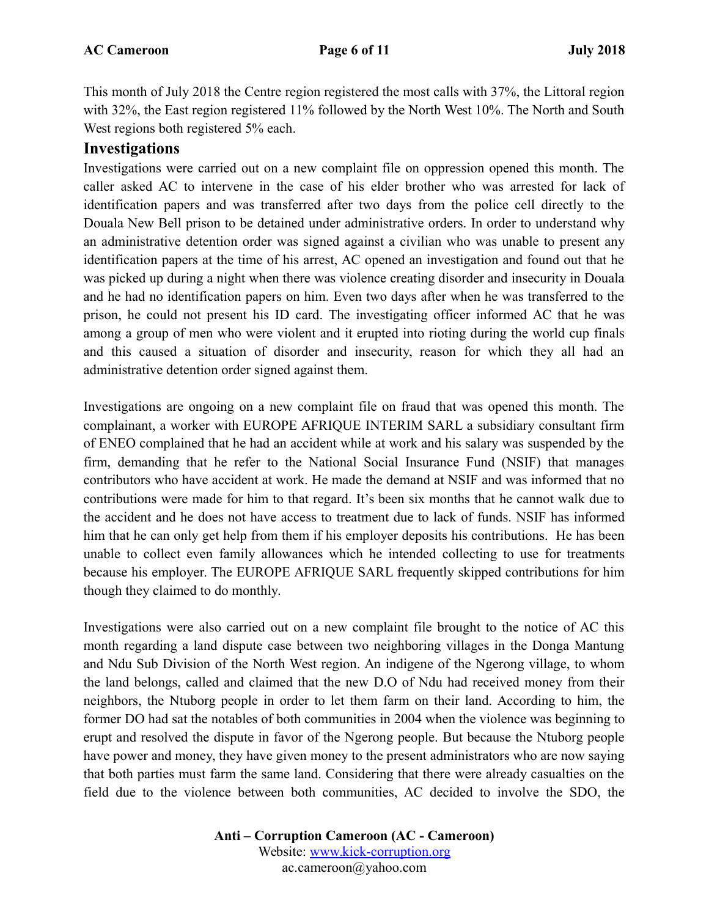This month of July 2018 the Centre region registered the most calls with 37%, the Littoral region with 32%, the East region registered 11% followed by the North West 10%. The North and South West regions both registered 5% each.

## Investigations

Investigations were carried out on a new complaint file on oppression opened this month. The caller asked AC to intervene in the case of his elder brother who was arrested for lack of identification papers and was transferred after two days from the police cell directly to the Douala New Bell prison to be detained under administrative orders. In order to understand why an administrative detention order was signed against a civilian who was unable to present any identification papers at the time of his arrest, AC opened an investigation and found out that he was picked up during a night when there was violence creating disorder and insecurity in Douala and he had no identification papers on him. Even two days after when he was transferred to the prison, he could not present his ID card. The investigating officer informed AC that he was among a group of men who were violent and it erupted into rioting during the world cup finals and this caused a situation of disorder and insecurity, reason for which they all had an administrative detention order signed against them.

Investigations are ongoing on a new complaint file on fraud that was opened this month. The complainant, a worker with EUROPE AFRIQUE INTERIM SARL a subsidiary consultant firm of ENEO complained that he had an accident while at work and his salary was suspended by the firm, demanding that he refer to the National Social Insurance Fund (NSIF) that manages contributors who have accident at work. He made the demand at NSIF and was informed that no contributions were made for him to that regard. It's been six months that he cannot walk due to the accident and he does not have access to treatment due to lack of funds. NSIF has informed him that he can only get help from them if his employer deposits his contributions. He has been unable to collect even family allowances which he intended collecting to use for treatments because his employer. The EUROPE AFRIQUE SARL frequently skipped contributions for him though they claimed to do monthly.

Investigations were also carried out on a new complaint file brought to the notice of AC this month regarding a land dispute case between two neighboring villages in the Donga Mantung and Ndu Sub Division of the North West region. An indigene of the Ngerong village, to whom the land belongs, called and claimed that the new D.O of Ndu had received money from their neighbors, the Ntuborg people in order to let them farm on their land. According to him, the former DO had sat the notables of both communities in 2004 when the violence was beginning to erupt and resolved the dispute in favor of the Ngerong people. But because the Ntuborg people have power and money, they have given money to the present administrators who are now saying that both parties must farm the same land. Considering that there were already casualties on the field due to the violence between both communities, AC decided to involve the SDO, the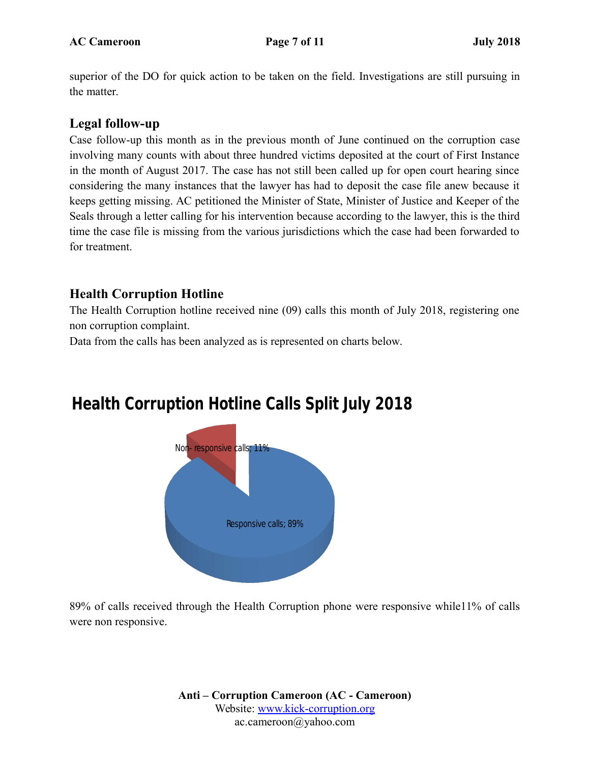superior of the DO for quick action to be taken on the field. Investigations are still pursuing in the matter.

## Legal follow-up

Case follow-up this month as in the previous month of June continued on the corruption case involving many counts with about three hundred victims deposited at the court of First Instance in the month of August 2017. The case has not still been called up for open court hearing since considering the many instances that the lawyer has had to deposit the case file anew because it keeps getting missing. AC petitioned the Minister of State, Minister of Justice and Keeper of the Seals through a letter calling for his intervention because according to the lawyer, this is the third time the case file is missing from the various jurisdictions which the case had been forwarded to for treatment.

## Health Corruption Hotline

The Health Corruption hotline received nine (09) calls this month of July 2018, registering one non corruption complaint.

Data from the calls has been analyzed as is represented on charts below.

**Health Corruption Hotline Calls Split July 2018**

Non- responsive calls; 11%

Responsive calls; 89%

89% of calls received through the Health Corruption phone were responsive while11% of calls were non responsive.

**Anti – Corruption Cameroon (AC - Cameroon)**
Website: www.kick-corruption.org
ac.cameroon@yahoo.com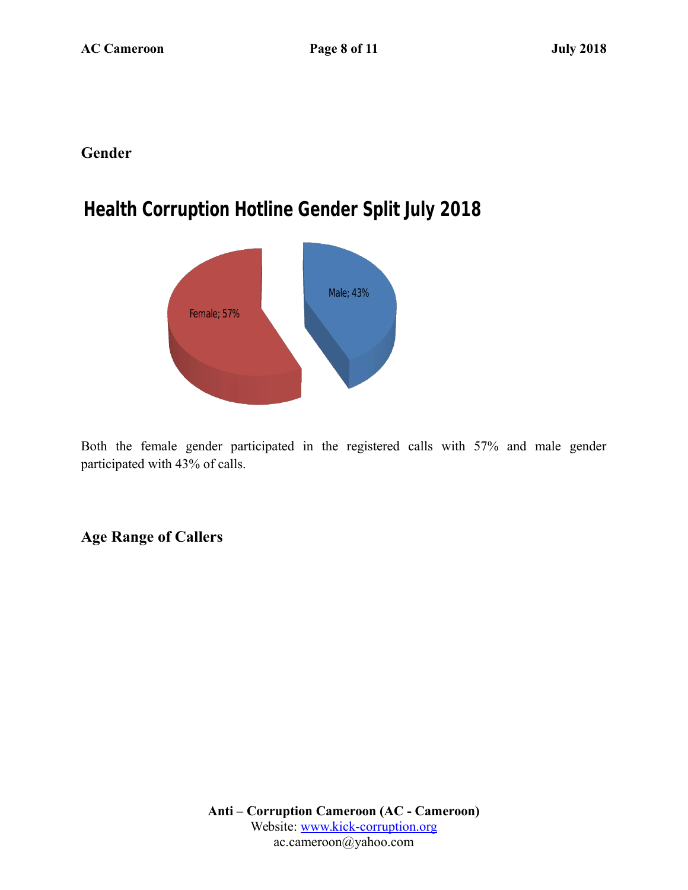## Gender

**Health Corruption Hotline Gender Split July 2018**

Female; 57%

Male; 43%

Both the female gender participated in the registered calls with 57% and male gender participated with 43% of calls.

## Age Range of Callers

**Anti – Corruption Cameroon (AC - Cameroon)**
Website: [www.kick-corruption.org](http://www.kick-corruption.org)
ac.cameroon@yahoo.com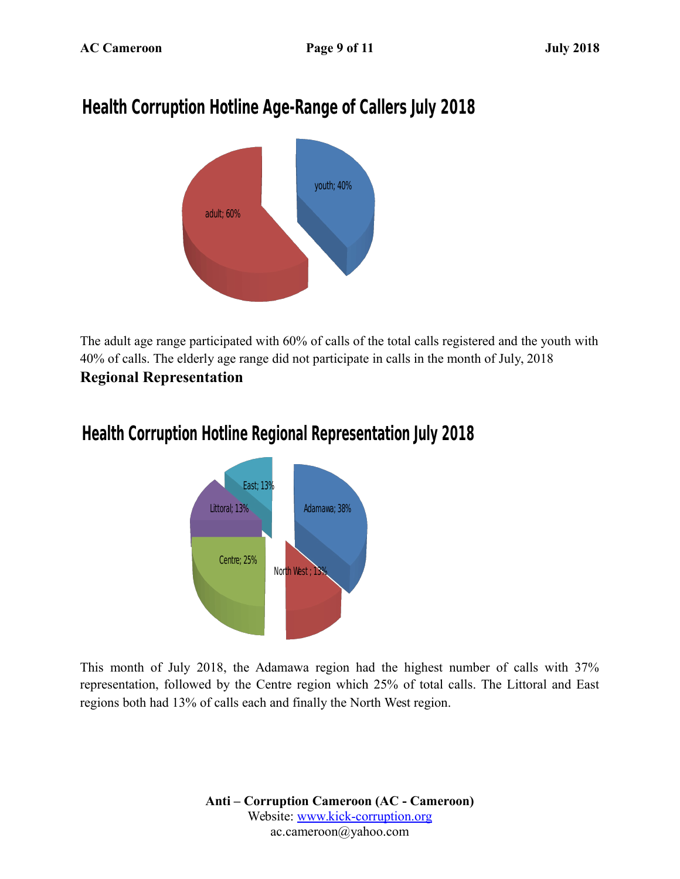## Health Corruption Hotline Age-Range of Callers July 2018

youth; 40%

adult; 60%

The adult age range participated with 60% of calls of the total calls registered and the youth with 40% of calls. The elderly age range did not participate in calls in the month of July, 2018

**Regional Representation**

## Health Corruption Hotline Regional Representation July 2018

East; 13%

Littoral; 13%

Adamawa; 38%

Centre; 25%

North West ; 13%

This month of July 2018, the Adamawa region had the highest number of calls with 37% representation, followed by the Centre region which 25% of total calls. The Littoral and East regions both had 13% of calls each and finally the North West region.

**Anti – Corruption Cameroon (AC - Cameroon)**
Website: www.kick-corruption.org
ac.cameroon@yahoo.com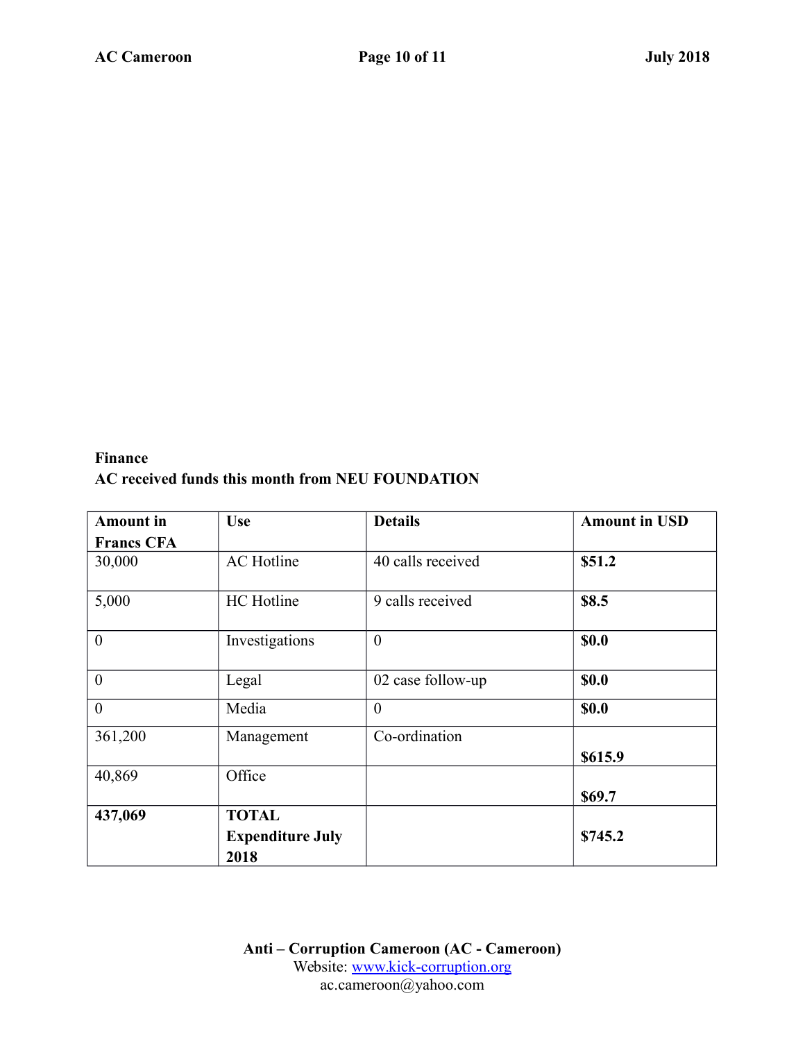**Finance**

**AC received funds this month from NEU FOUNDATION**

| Amount in Francs CFA | Use | Details | Amount in USD |
|---|---|---|---|
| 30,000 | AC Hotline | 40 calls received | **$51.2** |
| 5,000 | HC Hotline | 9 calls received | **$8.5** |
| 0 | Investigations | 0 | **$0.0** |
| 0 | Legal | 02 case follow-up | **$0.0** |
| 0 | Media | 0 | **$0.0** |
| 361,200 | Management | Co-ordination | **$615.9** |
| 40,869 | Office | | **$69.7** |
| **437,069** | **TOTAL Expenditure July 2018** | | **$745.2** |

**Anti – Corruption Cameroon (AC - Cameroon)**
Website: www.kick-corruption.org
ac.cameroon@yahoo.com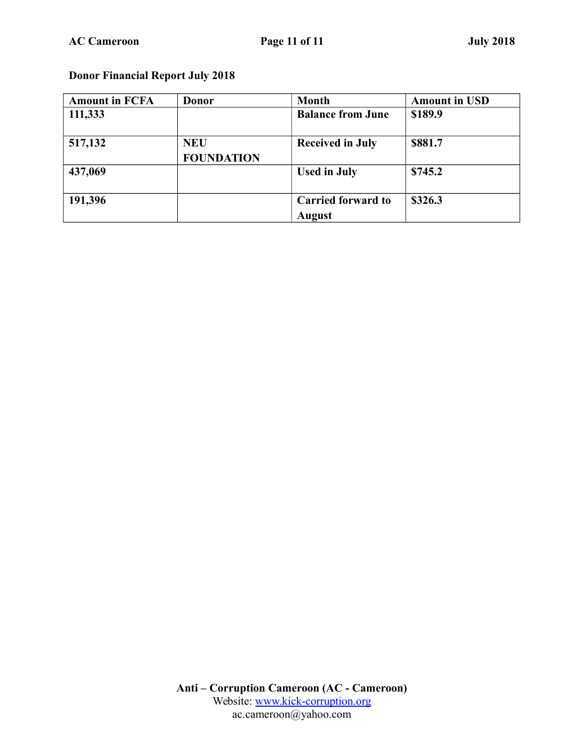**Donor Financial Report July 2018**

| Amount in FCFA | Donor | Month | Amount in USD |
|---|---|---|---|
| 111,333 | | Balance from June | $189.9 |
| 517,132 | NEU FOUNDATION | Received in July | $881.7 |
| 437,069 | | Used in July | $745.2 |
| 191,396 | | Carried forward to August | $326.3 |

**Anti – Corruption Cameroon (AC - Cameroon)**
Website: www.kick-corruption.org
ac.cameroon@yahoo.com